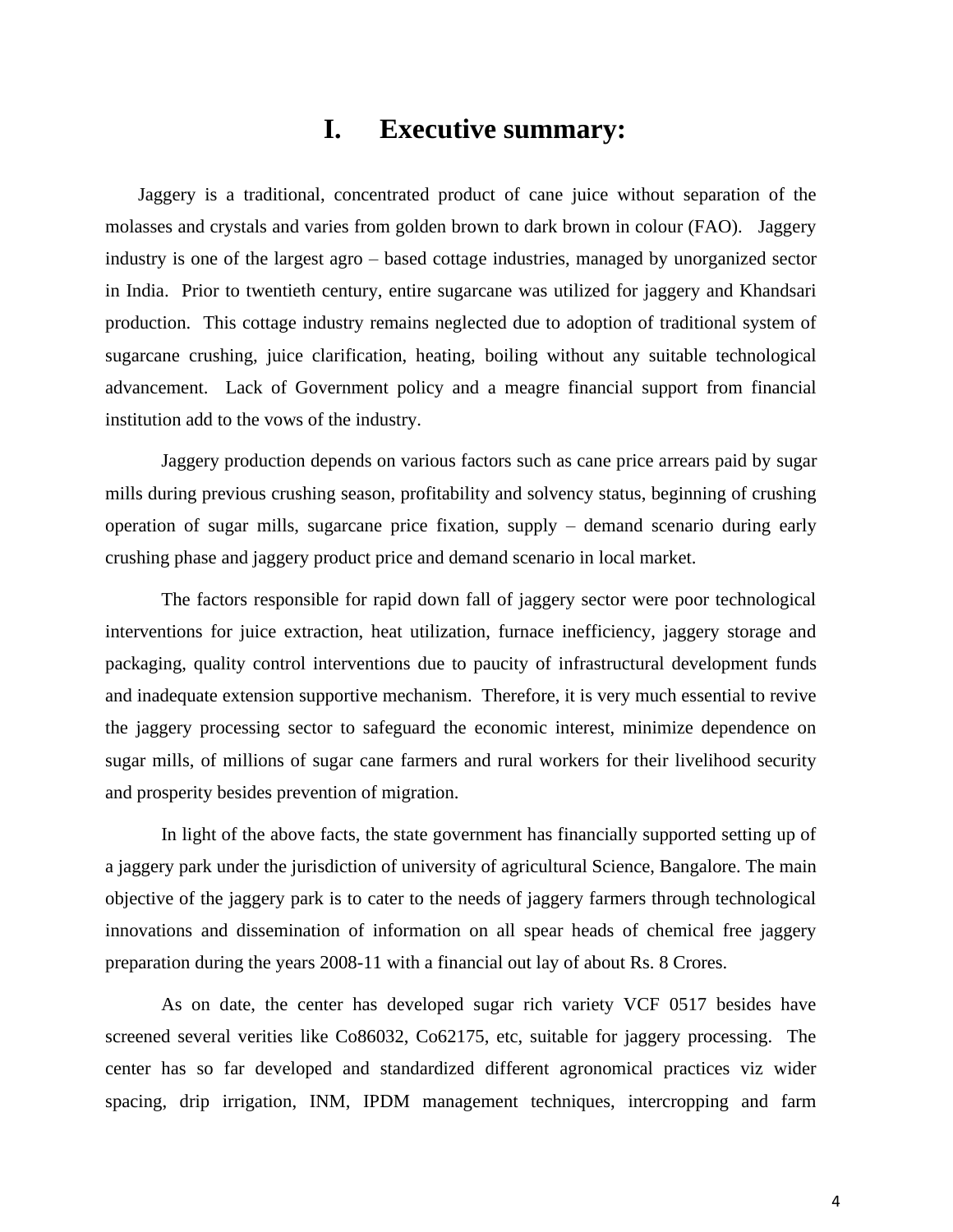# I. Executive summary:

Jaggery is a traditional, concentrated product of cane juice without separation of the molasses and crystals and varies from golden brown to dark brown in colour (FAO). Jaggery industry is one of the largest agro – based cottage industries, managed by unorganized sector in India. Prior to twentieth century, entire sugarcane was utilized for jaggery and Khandsari production. This cottage industry remains neglected due to adoption of traditional system of sugarcane crushing, juice clarification, heating, boiling without any suitable technological advancement. Lack of Government policy and a meagre financial support from financial institution add to the vows of the industry.

Jaggery production depends on various factors such as cane price arrears paid by sugar mills during previous crushing season, profitability and solvency status, beginning of crushing operation of sugar mills, sugarcane price fixation, supply – demand scenario during early crushing phase and jaggery product price and demand scenario in local market.

The factors responsible for rapid down fall of jaggery sector were poor technological interventions for juice extraction, heat utilization, furnace inefficiency, jaggery storage and packaging, quality control interventions due to paucity of infrastructural development funds and inadequate extension supportive mechanism. Therefore, it is very much essential to revive the jaggery processing sector to safeguard the economic interest, minimize dependence on sugar mills, of millions of sugar cane farmers and rural workers for their livelihood security and prosperity besides prevention of migration.

In light of the above facts, the state government has financially supported setting up of a jaggery park under the jurisdiction of university of agricultural Science, Bangalore. The main objective of the jaggery park is to cater to the needs of jaggery farmers through technological innovations and dissemination of information on all spear heads of chemical free jaggery preparation during the years 2008-11 with a financial out lay of about Rs. 8 Crores.

As on date, the center has developed sugar rich variety VCF 0517 besides have screened several verities like Co86032, Co62175, etc, suitable for jaggery processing. The center has so far developed and standardized different agronomical practices viz wider spacing, drip irrigation, INM, IPDM management techniques, intercropping and farm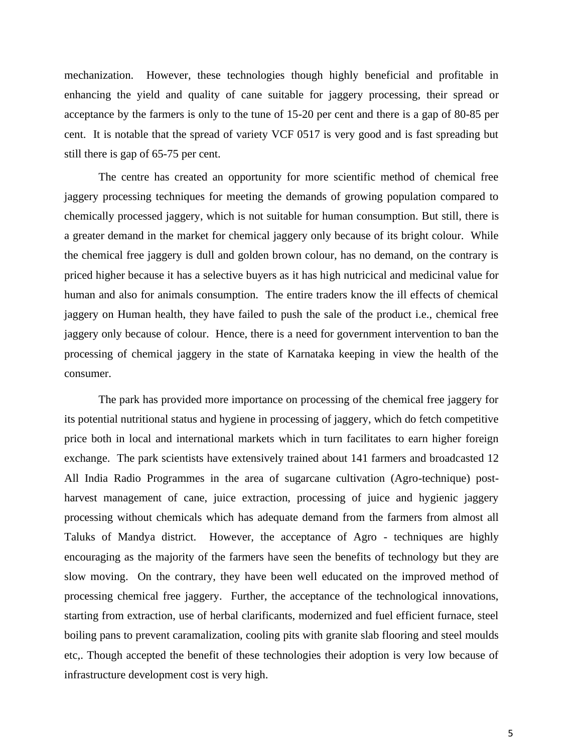mechanization. However, these technologies though highly beneficial and profitable in enhancing the yield and quality of cane suitable for jaggery processing, their spread or acceptance by the farmers is only to the tune of 15-20 per cent and there is a gap of 80-85 per cent. It is notable that the spread of variety VCF 0517 is very good and is fast spreading but still there is gap of 65-75 per cent.

The centre has created an opportunity for more scientific method of chemical free jaggery processing techniques for meeting the demands of growing population compared to chemically processed jaggery, which is not suitable for human consumption. But still, there is a greater demand in the market for chemical jaggery only because of its bright colour. While the chemical free jaggery is dull and golden brown colour, has no demand, on the contrary is priced higher because it has a selective buyers as it has high nutricical and medicinal value for human and also for animals consumption. The entire traders know the ill effects of chemical jaggery on Human health, they have failed to push the sale of the product i.e., chemical free jaggery only because of colour. Hence, there is a need for government intervention to ban the processing of chemical jaggery in the state of Karnataka keeping in view the health of the consumer.

The park has provided more importance on processing of the chemical free jaggery for its potential nutritional status and hygiene in processing of jaggery, which do fetch competitive price both in local and international markets which in turn facilitates to earn higher foreign exchange. The park scientists have extensively trained about 141 farmers and broadcasted 12 All India Radio Programmes in the area of sugarcane cultivation (Agro-technique) post-harvest management of cane, juice extraction, processing of juice and hygienic jaggery processing without chemicals which has adequate demand from the farmers from almost all Taluks of Mandya district. However, the acceptance of Agro - techniques are highly encouraging as the majority of the farmers have seen the benefits of technology but they are slow moving. On the contrary, they have been well educated on the improved method of processing chemical free jaggery. Further, the acceptance of the technological innovations, starting from extraction, use of herbal clarificants, modernized and fuel efficient furnace, steel boiling pans to prevent caramalization, cooling pits with granite slab flooring and steel moulds etc,. Though accepted the benefit of these technologies their adoption is very low because of infrastructure development cost is very high.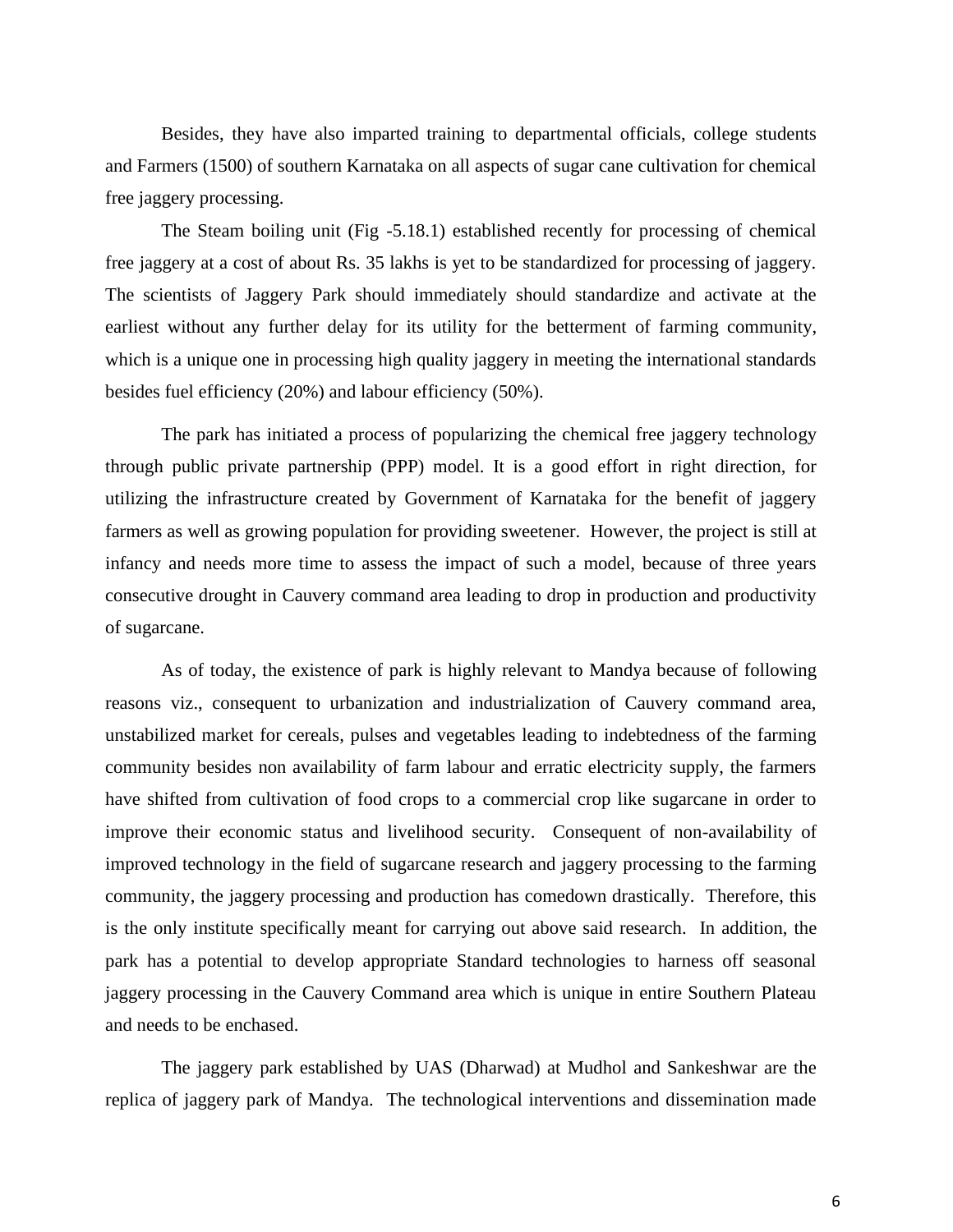Besides, they have also imparted training to departmental officials, college students and Farmers (1500) of southern Karnataka on all aspects of sugar cane cultivation for chemical free jaggery processing.

The Steam boiling unit (Fig -5.18.1) established recently for processing of chemical free jaggery at a cost of about Rs. 35 lakhs is yet to be standardized for processing of jaggery. The scientists of Jaggery Park should immediately should standardize and activate at the earliest without any further delay for its utility for the betterment of farming community, which is a unique one in processing high quality jaggery in meeting the international standards besides fuel efficiency (20%) and labour efficiency (50%).

The park has initiated a process of popularizing the chemical free jaggery technology through public private partnership (PPP) model. It is a good effort in right direction, for utilizing the infrastructure created by Government of Karnataka for the benefit of jaggery farmers as well as growing population for providing sweetener. However, the project is still at infancy and needs more time to assess the impact of such a model, because of three years consecutive drought in Cauvery command area leading to drop in production and productivity of sugarcane.

As of today, the existence of park is highly relevant to Mandya because of following reasons viz., consequent to urbanization and industrialization of Cauvery command area, unstabilized market for cereals, pulses and vegetables leading to indebtedness of the farming community besides non availability of farm labour and erratic electricity supply, the farmers have shifted from cultivation of food crops to a commercial crop like sugarcane in order to improve their economic status and livelihood security. Consequent of non-availability of improved technology in the field of sugarcane research and jaggery processing to the farming community, the jaggery processing and production has comedown drastically. Therefore, this is the only institute specifically meant for carrying out above said research. In addition, the park has a potential to develop appropriate Standard technologies to harness off seasonal jaggery processing in the Cauvery Command area which is unique in entire Southern Plateau and needs to be enchased.

The jaggery park established by UAS (Dharwad) at Mudhol and Sankeshwar are the replica of jaggery park of Mandya. The technological interventions and dissemination made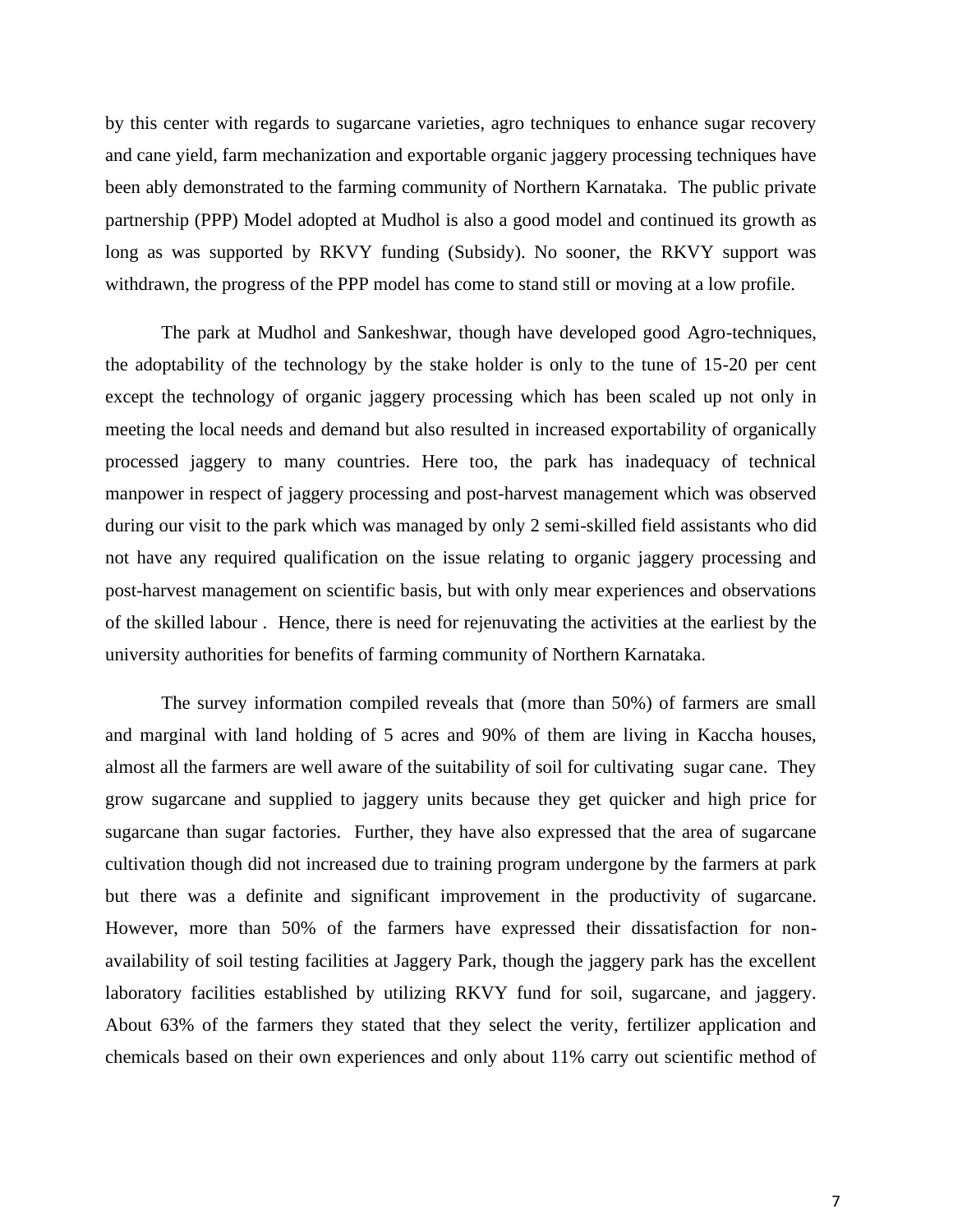by this center with regards to sugarcane varieties, agro techniques to enhance sugar recovery and cane yield, farm mechanization and exportable organic jaggery processing techniques have been ably demonstrated to the farming community of Northern Karnataka. The public private partnership (PPP) Model adopted at Mudhol is also a good model and continued its growth as long as was supported by RKVY funding (Subsidy). No sooner, the RKVY support was withdrawn, the progress of the PPP model has come to stand still or moving at a low profile.

The park at Mudhol and Sankeshwar, though have developed good Agro-techniques, the adoptability of the technology by the stake holder is only to the tune of 15-20 per cent except the technology of organic jaggery processing which has been scaled up not only in meeting the local needs and demand but also resulted in increased exportability of organically processed jaggery to many countries. Here too, the park has inadequacy of technical manpower in respect of jaggery processing and post-harvest management which was observed during our visit to the park which was managed by only 2 semi-skilled field assistants who did not have any required qualification on the issue relating to organic jaggery processing and post-harvest management on scientific basis, but with only mear experiences and observations of the skilled labour . Hence, there is need for rejenuvating the activities at the earliest by the university authorities for benefits of farming community of Northern Karnataka.

The survey information compiled reveals that (more than 50%) of farmers are small and marginal with land holding of 5 acres and 90% of them are living in Kaccha houses, almost all the farmers are well aware of the suitability of soil for cultivating sugar cane. They grow sugarcane and supplied to jaggery units because they get quicker and high price for sugarcane than sugar factories. Further, they have also expressed that the area of sugarcane cultivation though did not increased due to training program undergone by the farmers at park but there was a definite and significant improvement in the productivity of sugarcane. However, more than 50% of the farmers have expressed their dissatisfaction for non-availability of soil testing facilities at Jaggery Park, though the jaggery park has the excellent laboratory facilities established by utilizing RKVY fund for soil, sugarcane, and jaggery. About 63% of the farmers they stated that they select the verity, fertilizer application and chemicals based on their own experiences and only about 11% carry out scientific method of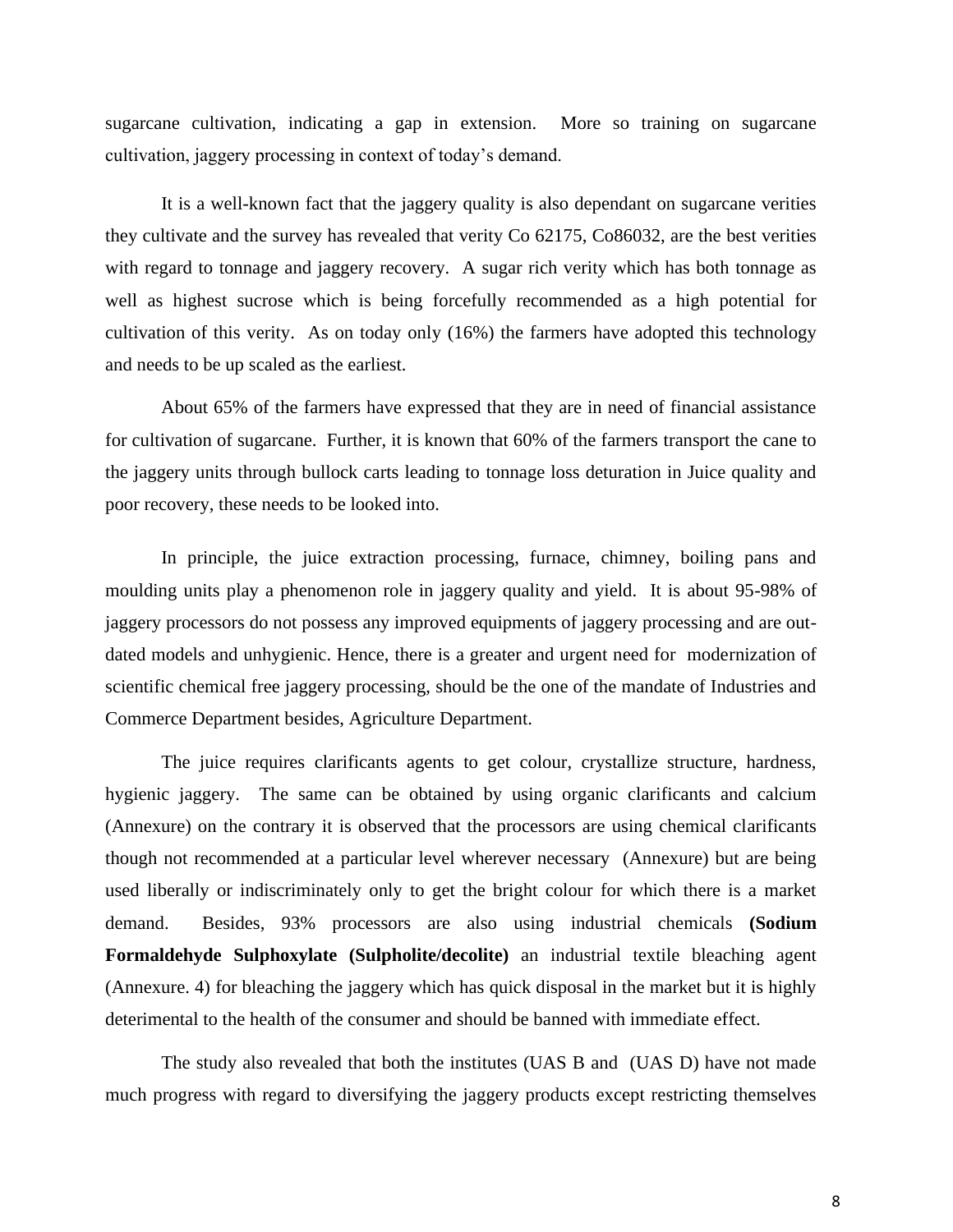sugarcane cultivation, indicating a gap in extension. More so training on sugarcane cultivation, jaggery processing in context of today's demand.

It is a well-known fact that the jaggery quality is also dependant on sugarcane verities they cultivate and the survey has revealed that verity Co 62175, Co86032, are the best verities with regard to tonnage and jaggery recovery. A sugar rich verity which has both tonnage as well as highest sucrose which is being forcefully recommended as a high potential for cultivation of this verity. As on today only (16%) the farmers have adopted this technology and needs to be up scaled as the earliest.

About 65% of the farmers have expressed that they are in need of financial assistance for cultivation of sugarcane. Further, it is known that 60% of the farmers transport the cane to the jaggery units through bullock carts leading to tonnage loss deturation in Juice quality and poor recovery, these needs to be looked into.

In principle, the juice extraction processing, furnace, chimney, boiling pans and moulding units play a phenomenon role in jaggery quality and yield. It is about 95-98% of jaggery processors do not possess any improved equipments of jaggery processing and are out-dated models and unhygienic. Hence, there is a greater and urgent need for modernization of scientific chemical free jaggery processing, should be the one of the mandate of Industries and Commerce Department besides, Agriculture Department.

The juice requires clarificants agents to get colour, crystallize structure, hardness, hygienic jaggery. The same can be obtained by using organic clarificants and calcium (Annexure) on the contrary it is observed that the processors are using chemical clarificants though not recommended at a particular level wherever necessary (Annexure) but are being used liberally or indiscriminately only to get the bright colour for which there is a market demand. Besides, 93% processors are also using industrial chemicals **(Sodium Formaldehyde Sulphoxylate (Sulpholite/decolite)** an industrial textile bleaching agent (Annexure. 4) for bleaching the jaggery which has quick disposal in the market but it is highly deterimental to the health of the consumer and should be banned with immediate effect.

The study also revealed that both the institutes (UAS B and (UAS D) have not made much progress with regard to diversifying the jaggery products except restricting themselves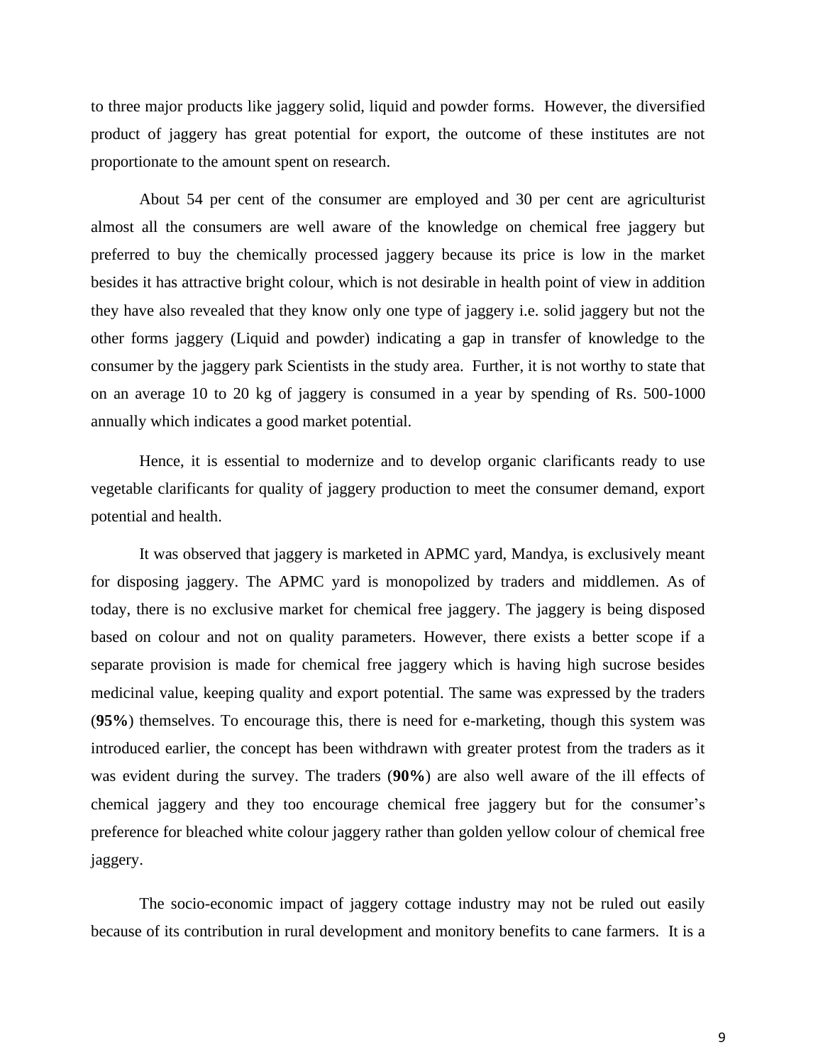to three major products like jaggery solid, liquid and powder forms. However, the diversified product of jaggery has great potential for export, the outcome of these institutes are not proportionate to the amount spent on research.

About 54 per cent of the consumer are employed and 30 per cent are agriculturist almost all the consumers are well aware of the knowledge on chemical free jaggery but preferred to buy the chemically processed jaggery because its price is low in the market besides it has attractive bright colour, which is not desirable in health point of view in addition they have also revealed that they know only one type of jaggery i.e. solid jaggery but not the other forms jaggery (Liquid and powder) indicating a gap in transfer of knowledge to the consumer by the jaggery park Scientists in the study area. Further, it is not worthy to state that on an average 10 to 20 kg of jaggery is consumed in a year by spending of Rs. 500-1000 annually which indicates a good market potential.

Hence, it is essential to modernize and to develop organic clarificants ready to use vegetable clarificants for quality of jaggery production to meet the consumer demand, export potential and health.

It was observed that jaggery is marketed in APMC yard, Mandya, is exclusively meant for disposing jaggery. The APMC yard is monopolized by traders and middlemen. As of today, there is no exclusive market for chemical free jaggery. The jaggery is being disposed based on colour and not on quality parameters. However, there exists a better scope if a separate provision is made for chemical free jaggery which is having high sucrose besides medicinal value, keeping quality and export potential. The same was expressed by the traders (**95%**) themselves. To encourage this, there is need for e-marketing, though this system was introduced earlier, the concept has been withdrawn with greater protest from the traders as it was evident during the survey. The traders (**90%**) are also well aware of the ill effects of chemical jaggery and they too encourage chemical free jaggery but for the consumer's preference for bleached white colour jaggery rather than golden yellow colour of chemical free jaggery.

The socio-economic impact of jaggery cottage industry may not be ruled out easily because of its contribution in rural development and monitory benefits to cane farmers. It is a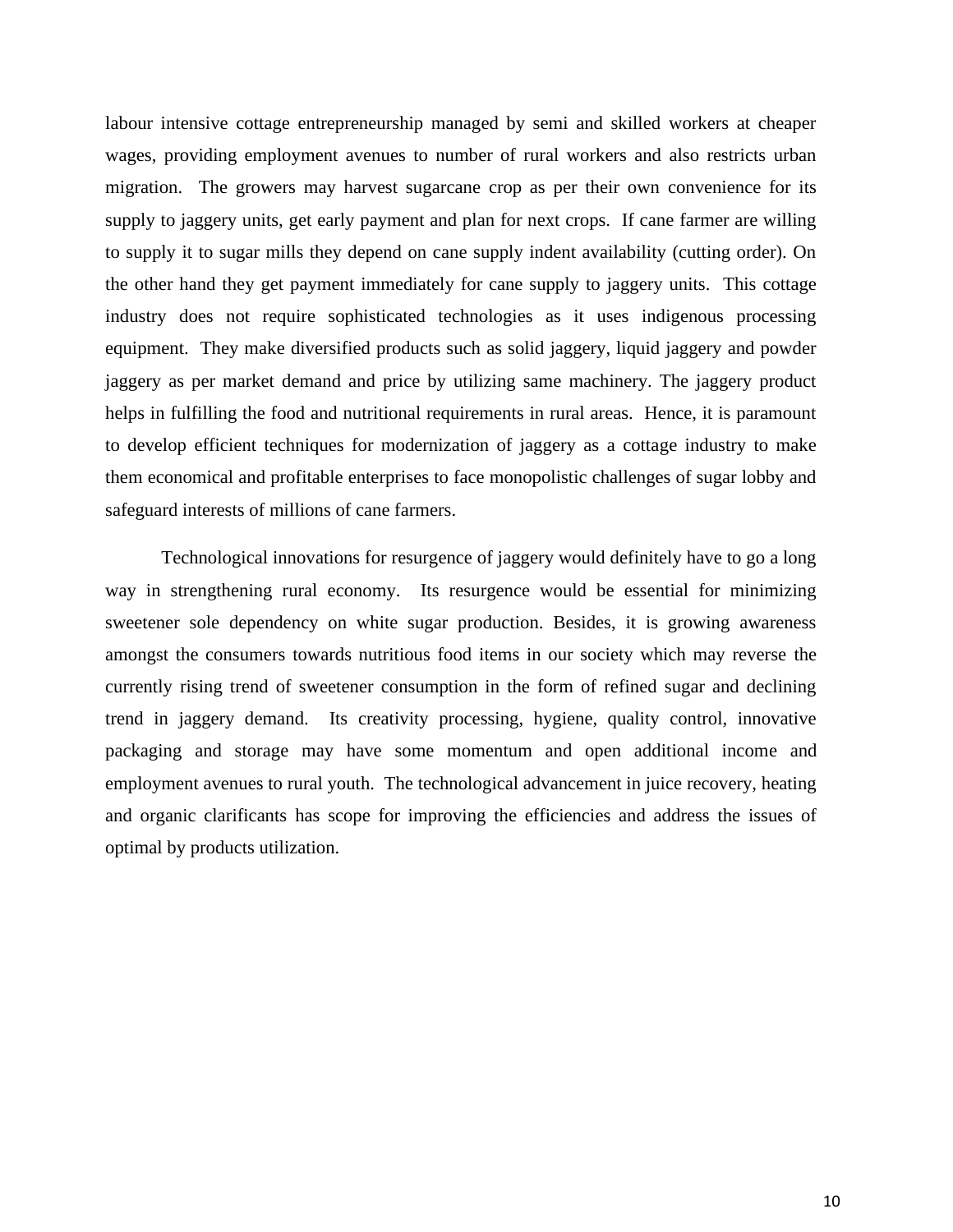labour intensive cottage entrepreneurship managed by semi and skilled workers at cheaper wages, providing employment avenues to number of rural workers and also restricts urban migration. The growers may harvest sugarcane crop as per their own convenience for its supply to jaggery units, get early payment and plan for next crops. If cane farmer are willing to supply it to sugar mills they depend on cane supply indent availability (cutting order). On the other hand they get payment immediately for cane supply to jaggery units. This cottage industry does not require sophisticated technologies as it uses indigenous processing equipment. They make diversified products such as solid jaggery, liquid jaggery and powder jaggery as per market demand and price by utilizing same machinery. The jaggery product helps in fulfilling the food and nutritional requirements in rural areas. Hence, it is paramount to develop efficient techniques for modernization of jaggery as a cottage industry to make them economical and profitable enterprises to face monopolistic challenges of sugar lobby and safeguard interests of millions of cane farmers.

Technological innovations for resurgence of jaggery would definitely have to go a long way in strengthening rural economy. Its resurgence would be essential for minimizing sweetener sole dependency on white sugar production. Besides, it is growing awareness amongst the consumers towards nutritious food items in our society which may reverse the currently rising trend of sweetener consumption in the form of refined sugar and declining trend in jaggery demand. Its creativity processing, hygiene, quality control, innovative packaging and storage may have some momentum and open additional income and employment avenues to rural youth. The technological advancement in juice recovery, heating and organic clarificants has scope for improving the efficiencies and address the issues of optimal by products utilization.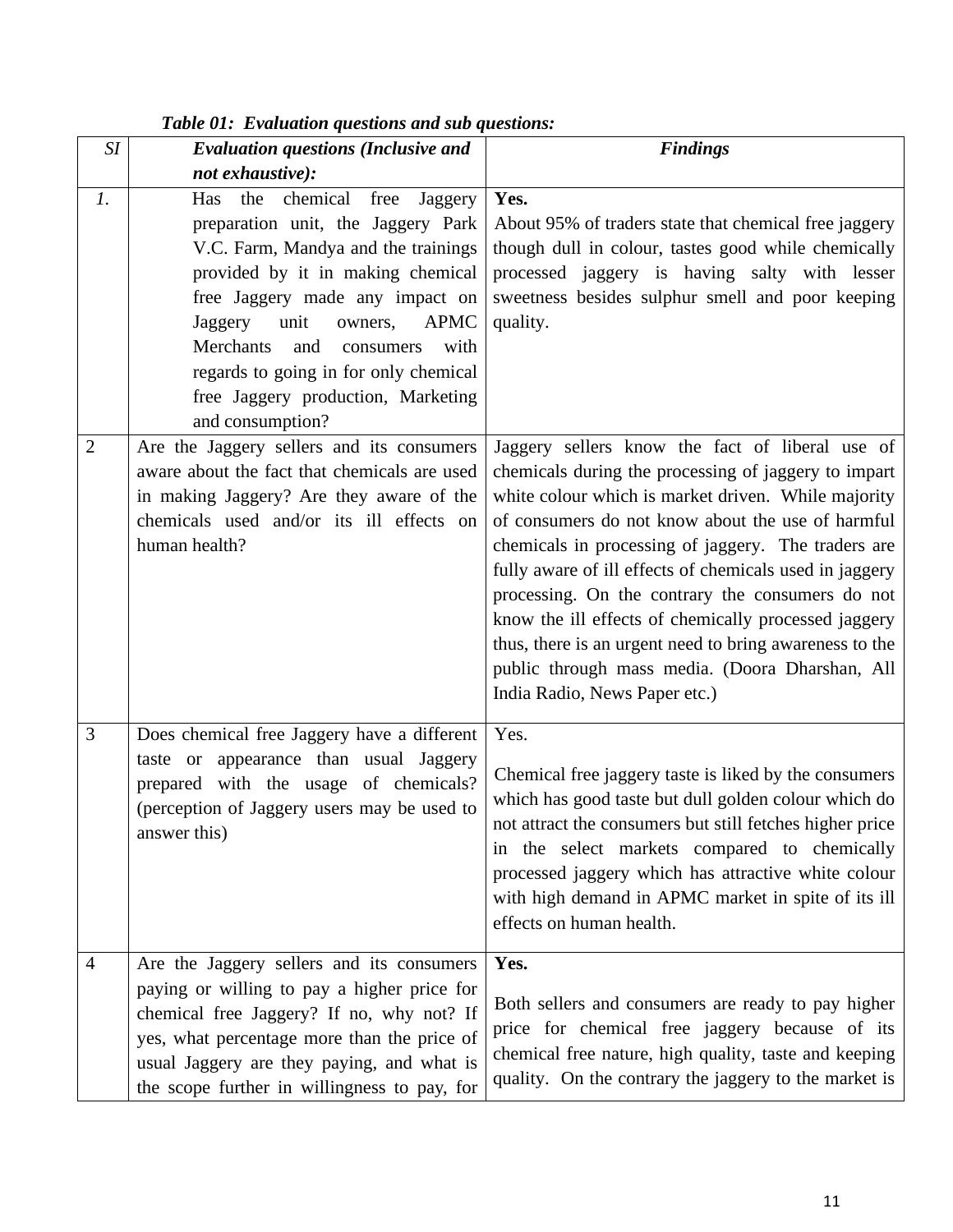***Table 01: Evaluation questions and sub questions:***

| *SI* | ***Evaluation questions (Inclusive and not exhaustive):*** | ***Findings*** |
|---|---|---|
| *1.* | Has the chemical free Jaggery preparation unit, the Jaggery Park V.C. Farm, Mandya and the trainings provided by it in making chemical free Jaggery made any impact on Jaggery unit owners, APMC Merchants and consumers with regards to going in for only chemical free Jaggery production, Marketing and consumption? | **Yes.** About 95% of traders state that chemical free jaggery though dull in colour, tastes good while chemically processed jaggery is having salty with lesser sweetness besides sulphur smell and poor keeping quality. |
| 2 | Are the Jaggery sellers and its consumers aware about the fact that chemicals are used in making Jaggery? Are they aware of the chemicals used and/or its ill effects on human health? | Jaggery sellers know the fact of liberal use of chemicals during the processing of jaggery to impart white colour which is market driven. While majority of consumers do not know about the use of harmful chemicals in processing of jaggery. The traders are fully aware of ill effects of chemicals used in jaggery processing. On the contrary the consumers do not know the ill effects of chemically processed jaggery thus, there is an urgent need to bring awareness to the public through mass media. (Doora Dharshan, All India Radio, News Paper etc.) |
| 3 | Does chemical free Jaggery have a different taste or appearance than usual Jaggery prepared with the usage of chemicals? (perception of Jaggery users may be used to answer this) | Yes. Chemical free jaggery taste is liked by the consumers which has good taste but dull golden colour which do not attract the consumers but still fetches higher price in the select markets compared to chemically processed jaggery which has attractive white colour with high demand in APMC market in spite of its ill effects on human health. |
| 4 | Are the Jaggery sellers and its consumers paying or willing to pay a higher price for chemical free Jaggery? If no, why not? If yes, what percentage more than the price of usual Jaggery are they paying, and what is the scope further in willingness to pay, for | **Yes.** Both sellers and consumers are ready to pay higher price for chemical free jaggery because of its chemical free nature, high quality, taste and keeping quality. On the contrary the jaggery to the market is |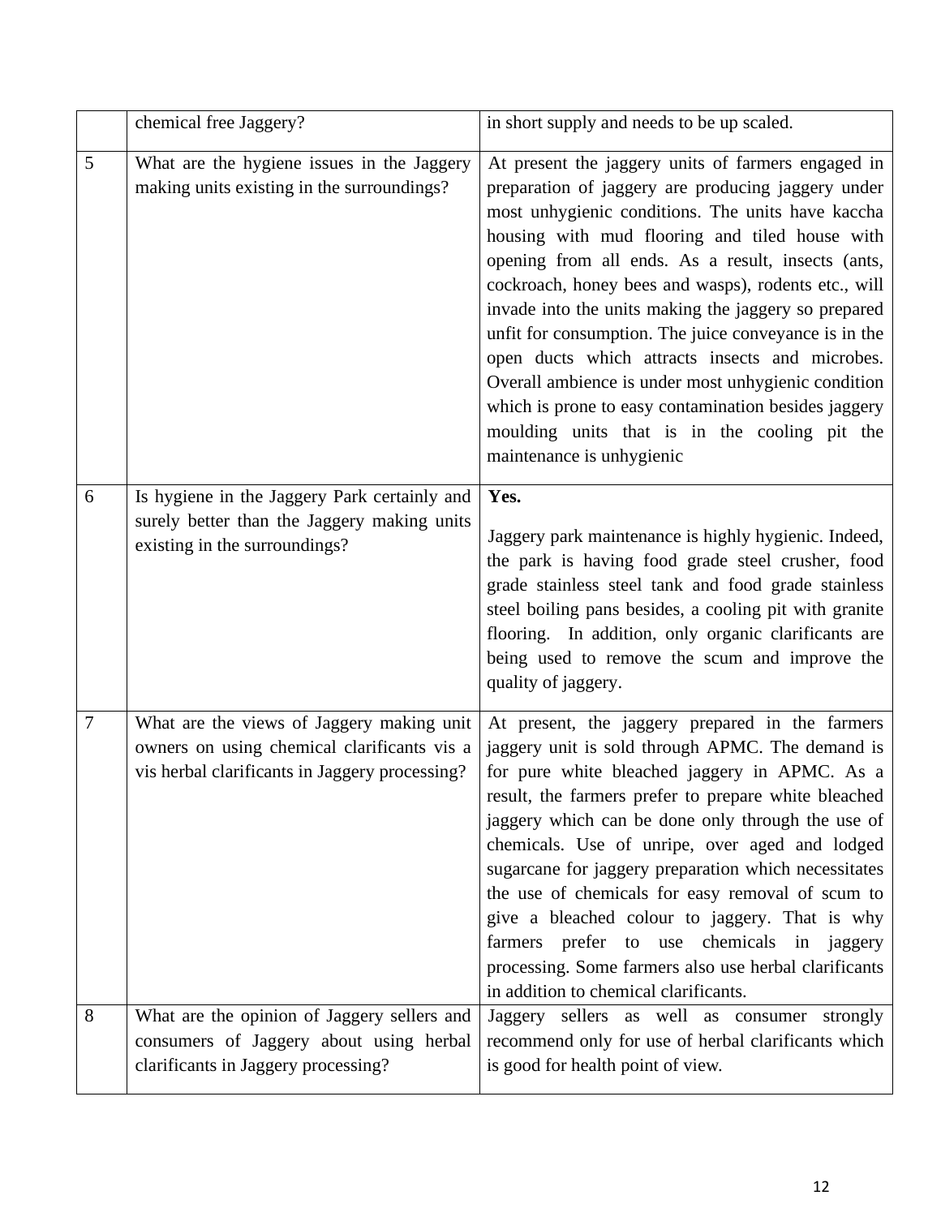|   |   |   |
|---|---|---|
|   | chemical free Jaggery? | in short supply and needs to be up scaled. |
| 5 | What are the hygiene issues in the Jaggery making units existing in the surroundings? | At present the jaggery units of farmers engaged in preparation of jaggery are producing jaggery under most unhygienic conditions. The units have kaccha housing with mud flooring and tiled house with opening from all ends. As a result, insects (ants, cockroach, honey bees and wasps), rodents etc., will invade into the units making the jaggery so prepared unfit for consumption. The juice conveyance is in the open ducts which attracts insects and microbes. Overall ambience is under most unhygienic condition which is prone to easy contamination besides jaggery moulding units that is in the cooling pit the maintenance is unhygienic |
| 6 | Is hygiene in the Jaggery Park certainly and surely better than the Jaggery making units existing in the surroundings? | **Yes.**<br><br>Jaggery park maintenance is highly hygienic. Indeed, the park is having food grade steel crusher, food grade stainless steel tank and food grade stainless steel boiling pans besides, a cooling pit with granite flooring. In addition, only organic clarificants are being used to remove the scum and improve the quality of jaggery. |
| 7 | What are the views of Jaggery making unit owners on using chemical clarificants vis a vis herbal clarificants in Jaggery processing? | At present, the jaggery prepared in the farmers jaggery unit is sold through APMC. The demand is for pure white bleached jaggery in APMC. As a result, the farmers prefer to prepare white bleached jaggery which can be done only through the use of chemicals. Use of unripe, over aged and lodged sugarcane for jaggery preparation which necessitates the use of chemicals for easy removal of scum to give a bleached colour to jaggery. That is why farmers prefer to use chemicals in jaggery processing. Some farmers also use herbal clarificants in addition to chemical clarificants. |
| 8 | What are the opinion of Jaggery sellers and consumers of Jaggery about using herbal clarificants in Jaggery processing? | Jaggery sellers as well as consumer strongly recommend only for use of herbal clarificants which is good for health point of view. |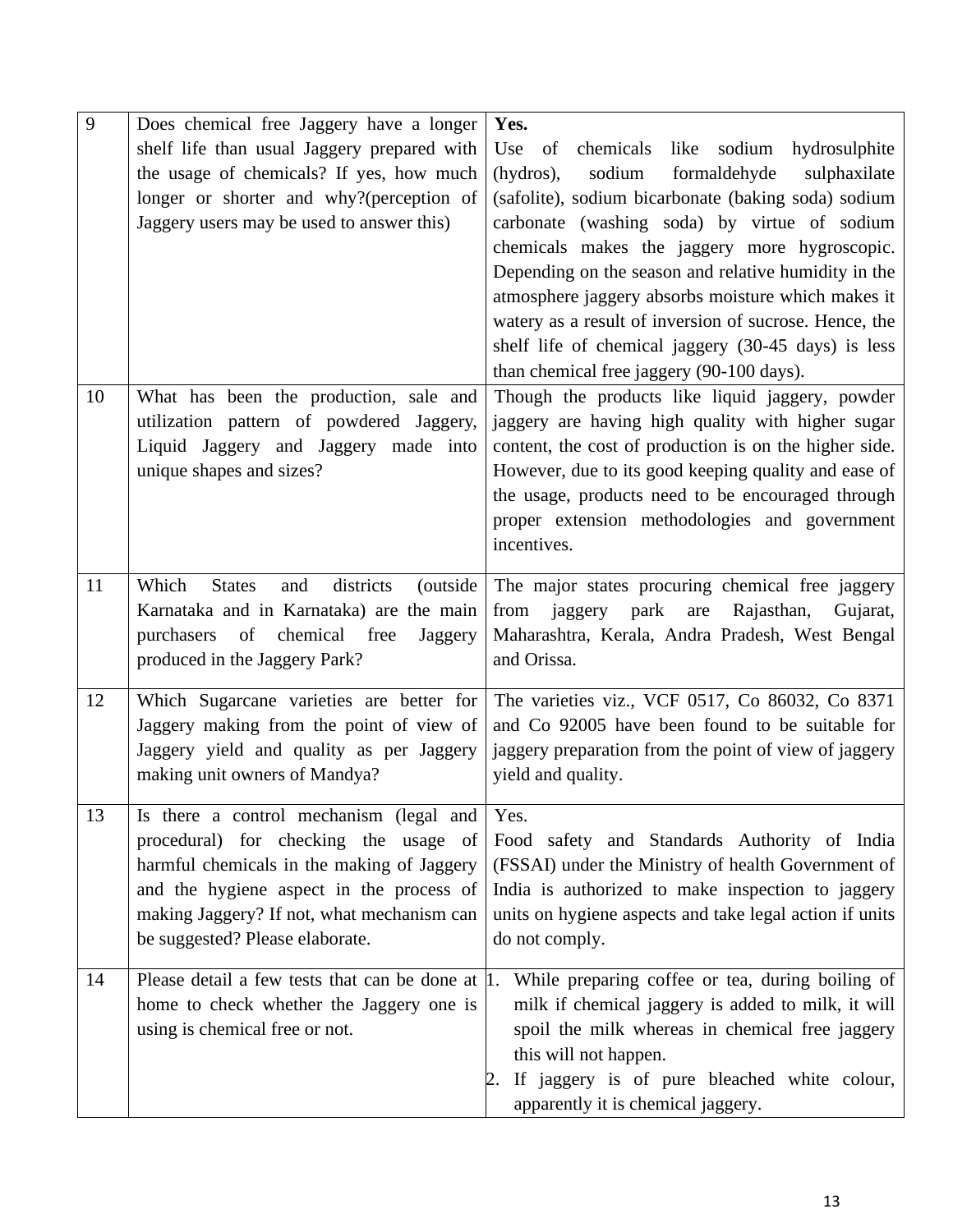| | | |
|---|---|---|
| 9 | Does chemical free Jaggery have a longer shelf life than usual Jaggery prepared with the usage of chemicals? If yes, how much longer or shorter and why?(perception of Jaggery users may be used to answer this) | **Yes.** Use of chemicals like sodium hydrosulphite (hydros), sodium formaldehyde sulphaxilate (safolite), sodium bicarbonate (baking soda) sodium carbonate (washing soda) by virtue of sodium chemicals makes the jaggery more hygroscopic. Depending on the season and relative humidity in the atmosphere jaggery absorbs moisture which makes it watery as a result of inversion of sucrose. Hence, the shelf life of chemical jaggery (30-45 days) is less than chemical free jaggery (90-100 days). |
| 10 | What has been the production, sale and utilization pattern of powdered Jaggery, Liquid Jaggery and Jaggery made into unique shapes and sizes? | Though the products like liquid jaggery, powder jaggery are having high quality with higher sugar content, the cost of production is on the higher side. However, due to its good keeping quality and ease of the usage, products need to be encouraged through proper extension methodologies and government incentives. |
| 11 | Which States and districts (outside Karnataka and in Karnataka) are the main purchasers of chemical free Jaggery produced in the Jaggery Park? | The major states procuring chemical free jaggery from jaggery park are Rajasthan, Gujarat, Maharashtra, Kerala, Andra Pradesh, West Bengal and Orissa. |
| 12 | Which Sugarcane varieties are better for Jaggery making from the point of view of Jaggery yield and quality as per Jaggery making unit owners of Mandya? | The varieties viz., VCF 0517, Co 86032, Co 8371 and Co 92005 have been found to be suitable for jaggery preparation from the point of view of jaggery yield and quality. |
| 13 | Is there a control mechanism (legal and procedural) for checking the usage of harmful chemicals in the making of Jaggery and the hygiene aspect in the process of making Jaggery? If not, what mechanism can be suggested? Please elaborate. | Yes. Food safety and Standards Authority of India (FSSAI) under the Ministry of health Government of India is authorized to make inspection to jaggery units on hygiene aspects and take legal action if units do not comply. |
| 14 | Please detail a few tests that can be done at home to check whether the Jaggery one is using is chemical free or not. | 1. While preparing coffee or tea, during boiling of milk if chemical jaggery is added to milk, it will spoil the milk whereas in chemical free jaggery this will not happen. 2. If jaggery is of pure bleached white colour, apparently it is chemical jaggery. |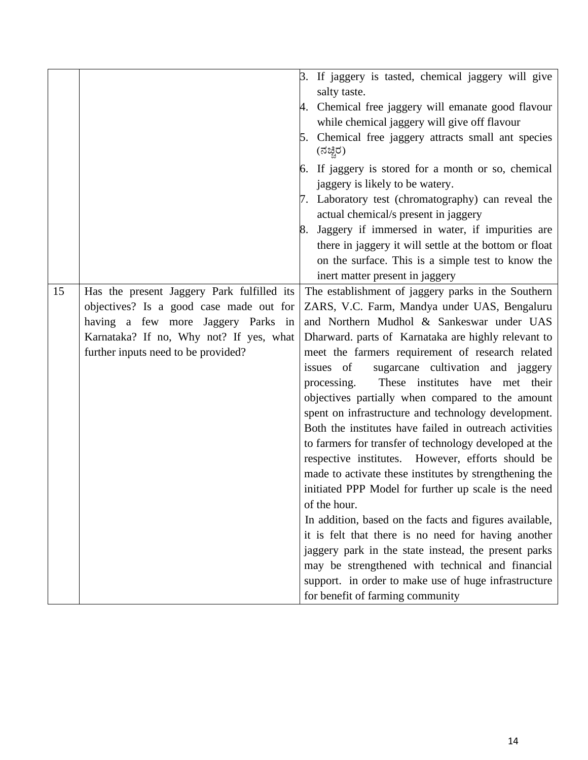| | | |
|---|---|---|
| | | 3. If jaggery is tasted, chemical jaggery will give salty taste.<br>4. Chemical free jaggery will emanate good flavour while chemical jaggery will give off flavour<br>5. Chemical free jaggery attracts small ant species (ನಚ್ಚಿರ)<br>6. If jaggery is stored for a month or so, chemical jaggery is likely to be watery.<br>7. Laboratory test (chromatography) can reveal the actual chemical/s present in jaggery<br>8. Jaggery if immersed in water, if impurities are there in jaggery it will settle at the bottom or float on the surface. This is a simple test to know the inert matter present in jaggery |
| 15 | Has the present Jaggery Park fulfilled its objectives? Is a good case made out for having a few more Jaggery Parks in Karnataka? If no, Why not? If yes, what further inputs need to be provided? | The establishment of jaggery parks in the Southern ZARS, V.C. Farm, Mandya under UAS, Bengaluru and Northern Mudhol & Sankeswar under UAS Dharward. parts of Karnataka are highly relevant to meet the farmers requirement of research related issues of sugarcane cultivation and jaggery processing. These institutes have met their objectives partially when compared to the amount spent on infrastructure and technology development. Both the institutes have failed in outreach activities to farmers for transfer of technology developed at the respective institutes. However, efforts should be made to activate these institutes by strengthening the initiated PPP Model for further up scale is the need of the hour.<br>In addition, based on the facts and figures available, it is felt that there is no need for having another jaggery park in the state instead, the present parks may be strengthened with technical and financial support. in order to make use of huge infrastructure for benefit of farming community |